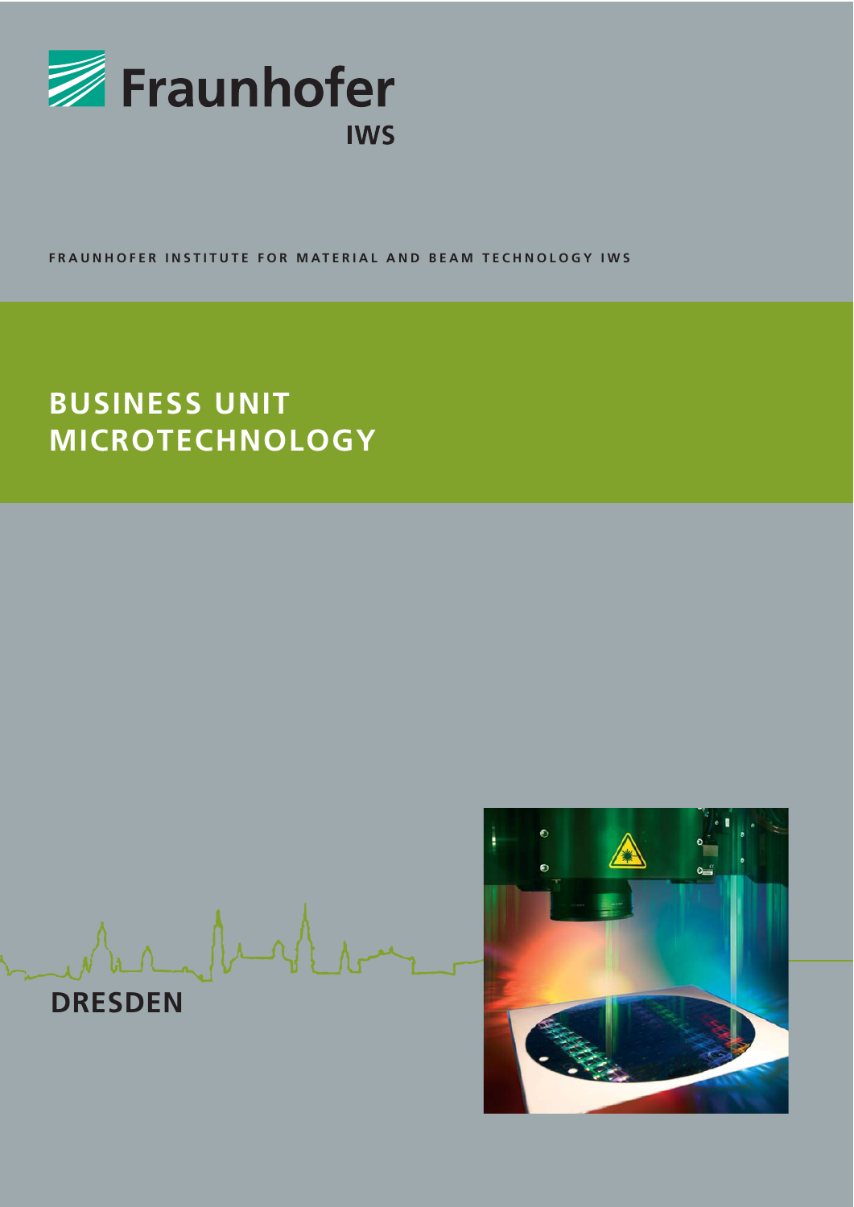Fraunhofer IWS

FRAUNHOFER INSTITUTE FOR MATERIAL AND BEAM TECHNOLOGY IWS

# BUSINESS UNIT MICROTECHNOLOGY

DRESDEN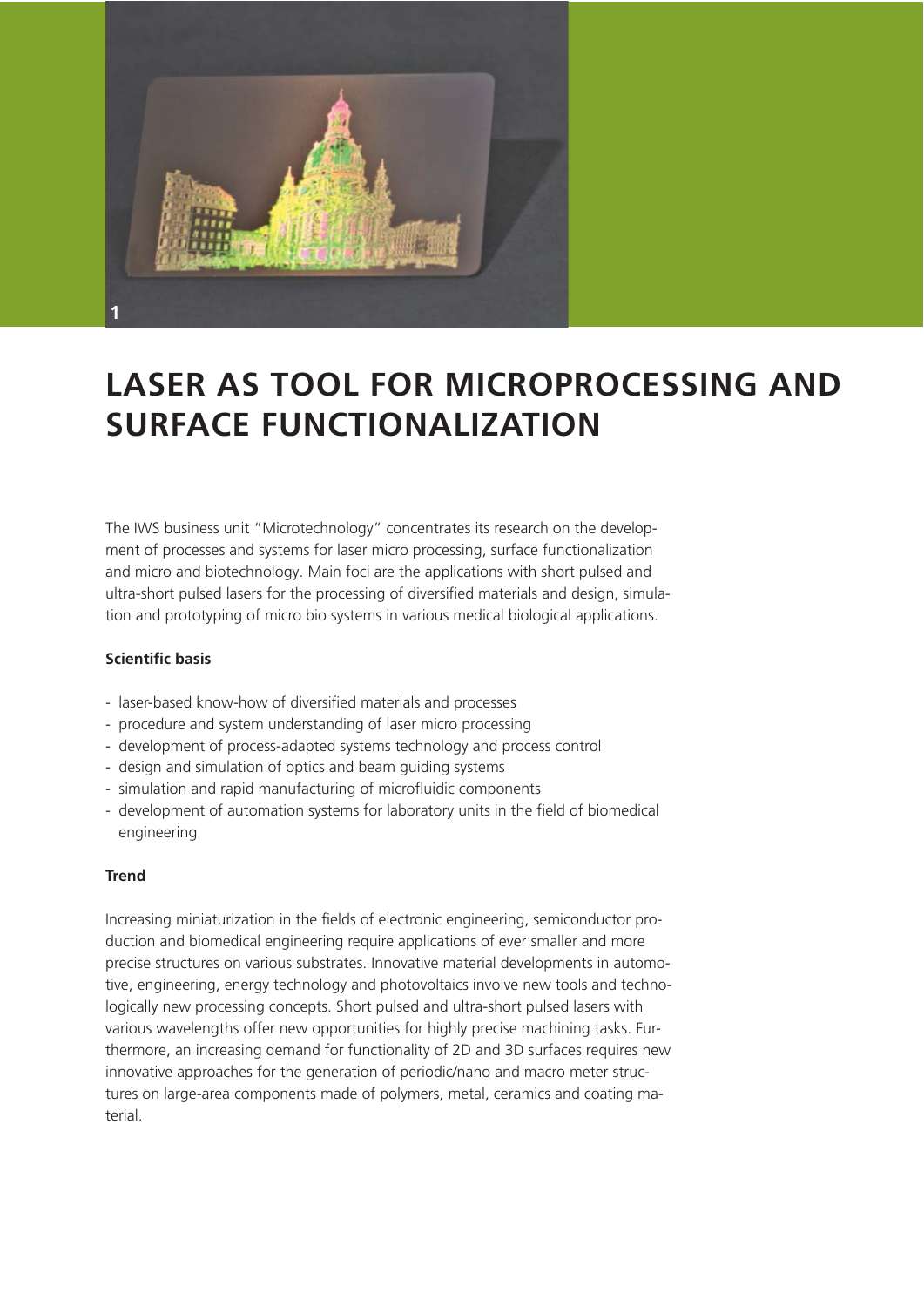# LASER AS TOOL FOR MICROPROCESSING AND SURFACE FUNCTIONALIZATION

The IWS business unit "Microtechnology" concentrates its research on the development of processes and systems for laser micro processing, surface functionalization and micro and biotechnology. Main foci are the applications with short pulsed and ultra-short pulsed lasers for the processing of diversified materials and design, simulation and prototyping of micro bio systems in various medical biological applications.

**Scientific basis**

- laser-based know-how of diversified materials and processes
- procedure and system understanding of laser micro processing
- development of process-adapted systems technology and process control
- design and simulation of optics and beam guiding systems
- simulation and rapid manufacturing of microfluidic components
- development of automation systems for laboratory units in the field of biomedical engineering

**Trend**

Increasing miniaturization in the fields of electronic engineering, semiconductor production and biomedical engineering require applications of ever smaller and more precise structures on various substrates. Innovative material developments in automotive, engineering, energy technology and photovoltaics involve new tools and technologically new processing concepts. Short pulsed and ultra-short pulsed lasers with various wavelengths offer new opportunities for highly precise machining tasks. Furthermore, an increasing demand for functionality of 2D and 3D surfaces requires new innovative approaches for the generation of periodic/nano and macro meter structures on large-area components made of polymers, metal, ceramics and coating material.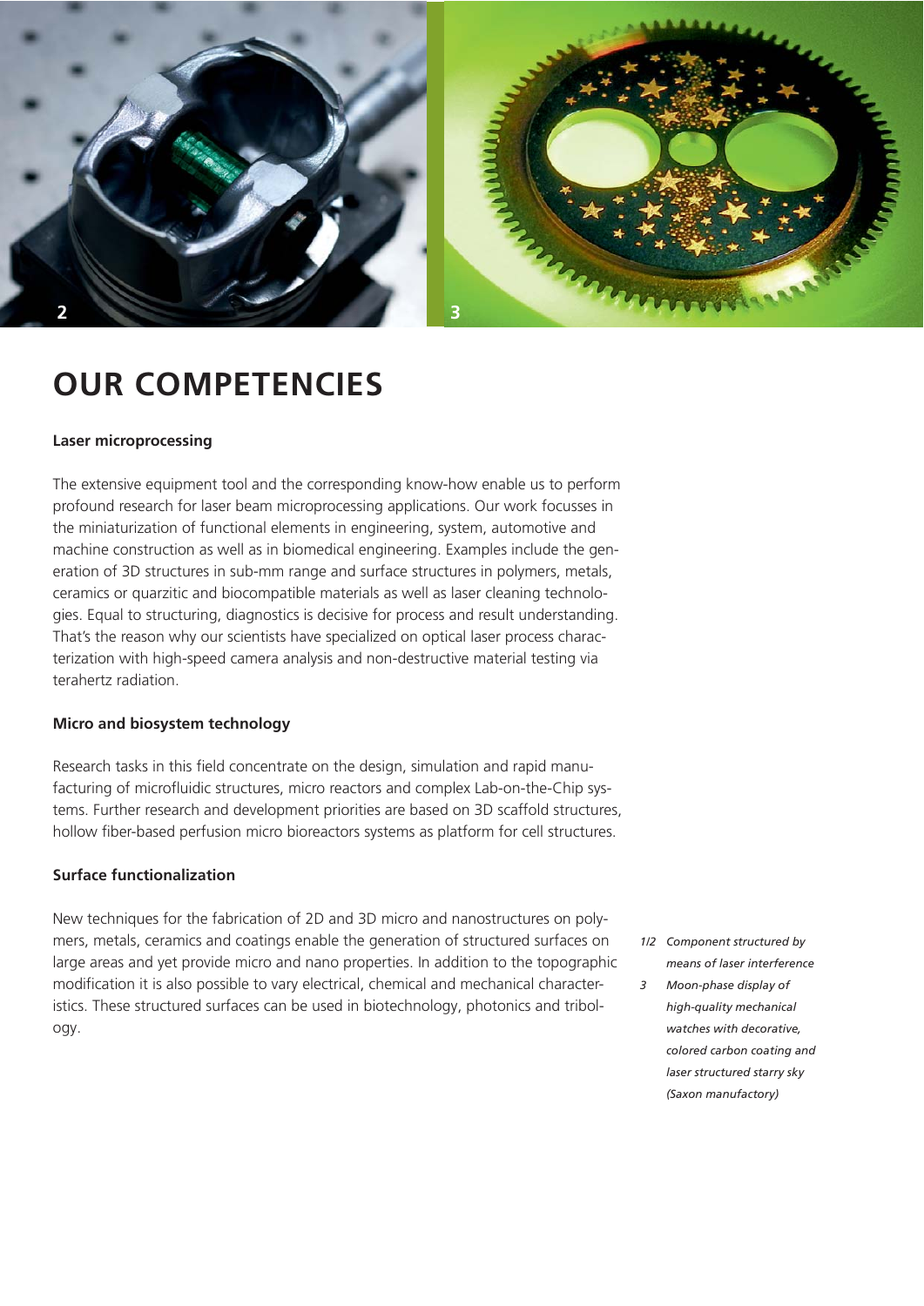# OUR COMPETENCIES

**Laser microprocessing**

The extensive equipment tool and the corresponding know-how enable us to perform profound research for laser beam microprocessing applications. Our work focusses in the miniaturization of functional elements in engineering, system, automotive and machine construction as well as in biomedical engineering. Examples include the generation of 3D structures in sub-mm range and surface structures in polymers, metals, ceramics or quarzitic and biocompatible materials as well as laser cleaning technologies. Equal to structuring, diagnostics is decisive for process and result understanding. That's the reason why our scientists have specialized on optical laser process characterization with high-speed camera analysis and non-destructive material testing via terahertz radiation.

**Micro and biosystem technology**

Research tasks in this field concentrate on the design, simulation and rapid manufacturing of microfluidic structures, micro reactors and complex Lab-on-the-Chip systems. Further research and development priorities are based on 3D scaffold structures, hollow fiber-based perfusion micro bioreactors systems as platform for cell structures.

**Surface functionalization**

New techniques for the fabrication of 2D and 3D micro and nanostructures on polymers, metals, ceramics and coatings enable the generation of structured surfaces on large areas and yet provide micro and nano properties. In addition to the topographic modification it is also possible to vary electrical, chemical and mechanical characteristics. These structured surfaces can be used in biotechnology, photonics and tribology.

*1/2 Component structured by means of laser interference*

*3 Moon-phase display of high-quality mechanical watches with decorative, colored carbon coating and laser structured starry sky (Saxon manufactory)*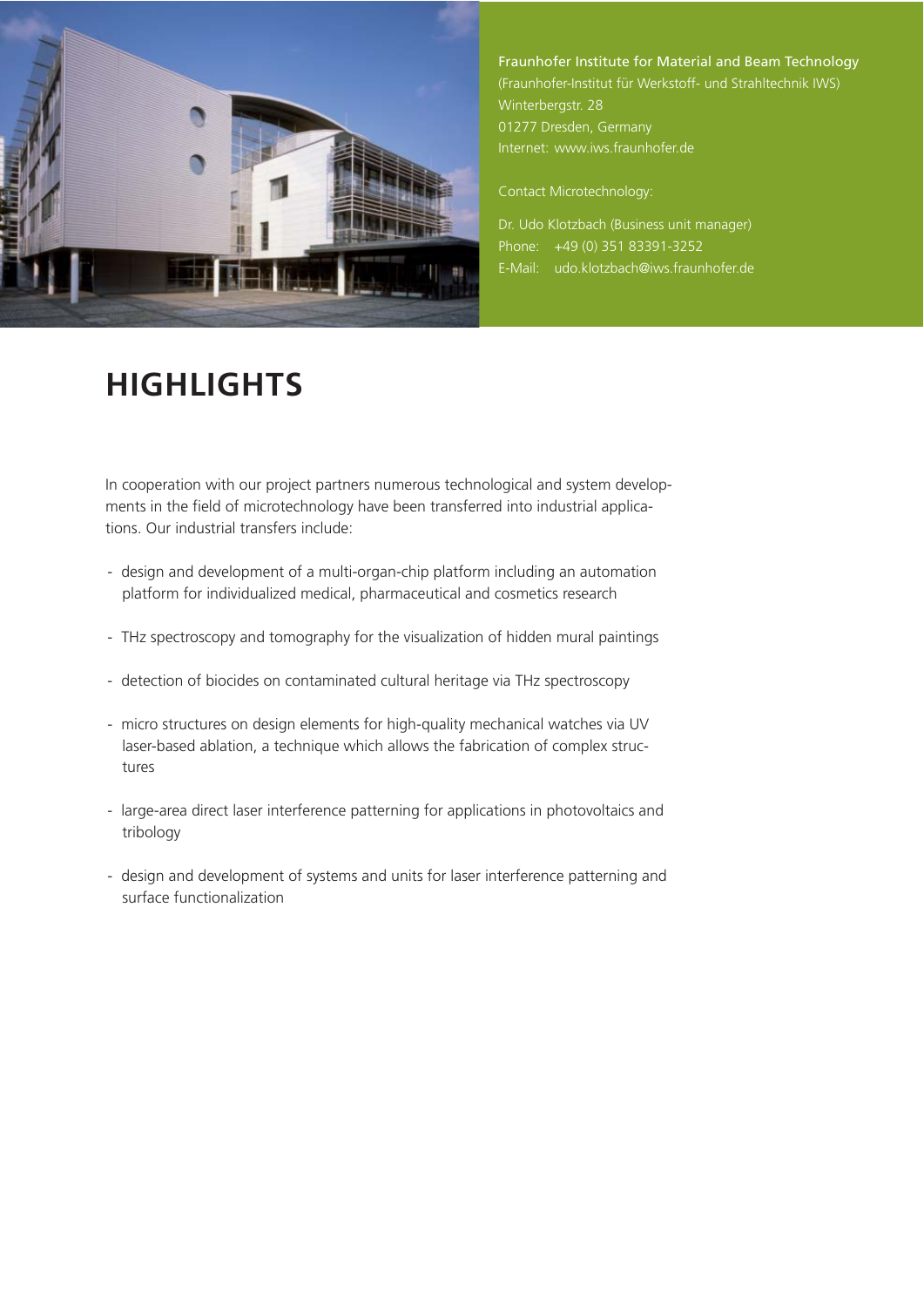Fraunhofer Institute for Material and Beam Technology
(Fraunhofer-Institut für Werkstoff- und Strahltechnik IWS)
Winterbergstr. 28
01277 Dresden, Germany
Internet: www.iws.fraunhofer.de

Contact Microtechnology:

Dr. Udo Klotzbach (Business unit manager)
Phone: +49 (0) 351 83391-3252
E-Mail: udo.klotzbach@iws.fraunhofer.de

# HIGHLIGHTS

In cooperation with our project partners numerous technological and system developments in the field of microtechnology have been transferred into industrial applications. Our industrial transfers include:

- design and development of a multi-organ-chip platform including an automation platform for individualized medical, pharmaceutical and cosmetics research
- THz spectroscopy and tomography for the visualization of hidden mural paintings
- detection of biocides on contaminated cultural heritage via THz spectroscopy
- micro structures on design elements for high-quality mechanical watches via UV laser-based ablation, a technique which allows the fabrication of complex structures
- large-area direct laser interference patterning for applications in photovoltaics and tribology
- design and development of systems and units for laser interference patterning and surface functionalization